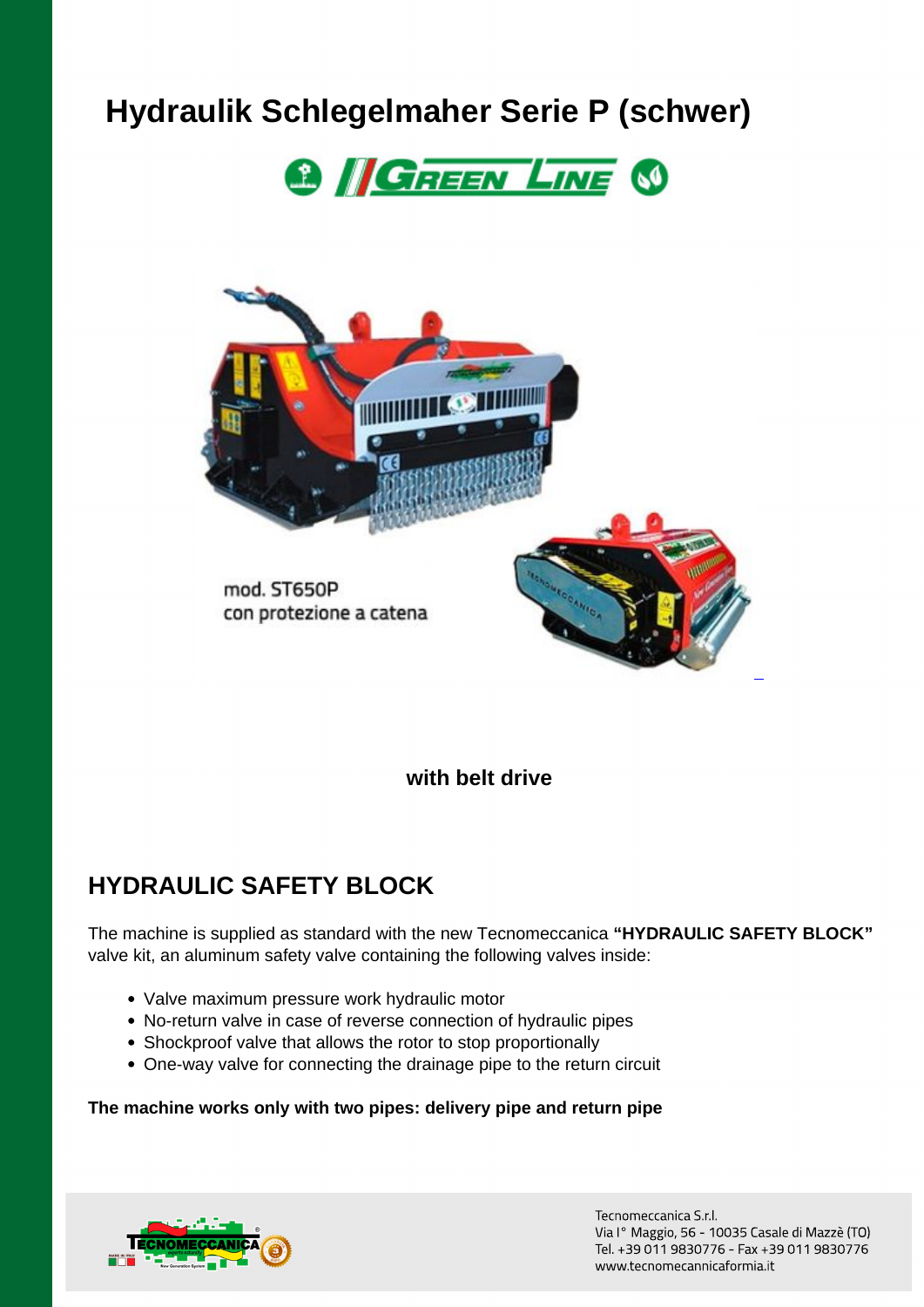# Hydraulik Schlegelmaher Serie P (schwer)

mod. ST650P
con protezione a catena

**with belt drive**

## HYDRAULIC SAFETY BLOCK

The machine is supplied as standard with the new Tecnomeccanica **"HYDRAULIC SAFETY BLOCK"** valve kit, an aluminum safety valve containing the following valves inside:

- Valve maximum pressure work hydraulic motor
- No-return valve in case of reverse connection of hydraulic pipes
- Shockproof valve that allows the rotor to stop proportionally
- One-way valve for connecting the drainage pipe to the return circuit

**The machine works only with two pipes: delivery pipe and return pipe**

Tecnomeccanica S.r.l.
Via I° Maggio, 56 - 10035 Casale di Mazzè (TO)
Tel. +39 011 9830776 - Fax +39 011 9830776
www.tecnomecannicaformia.it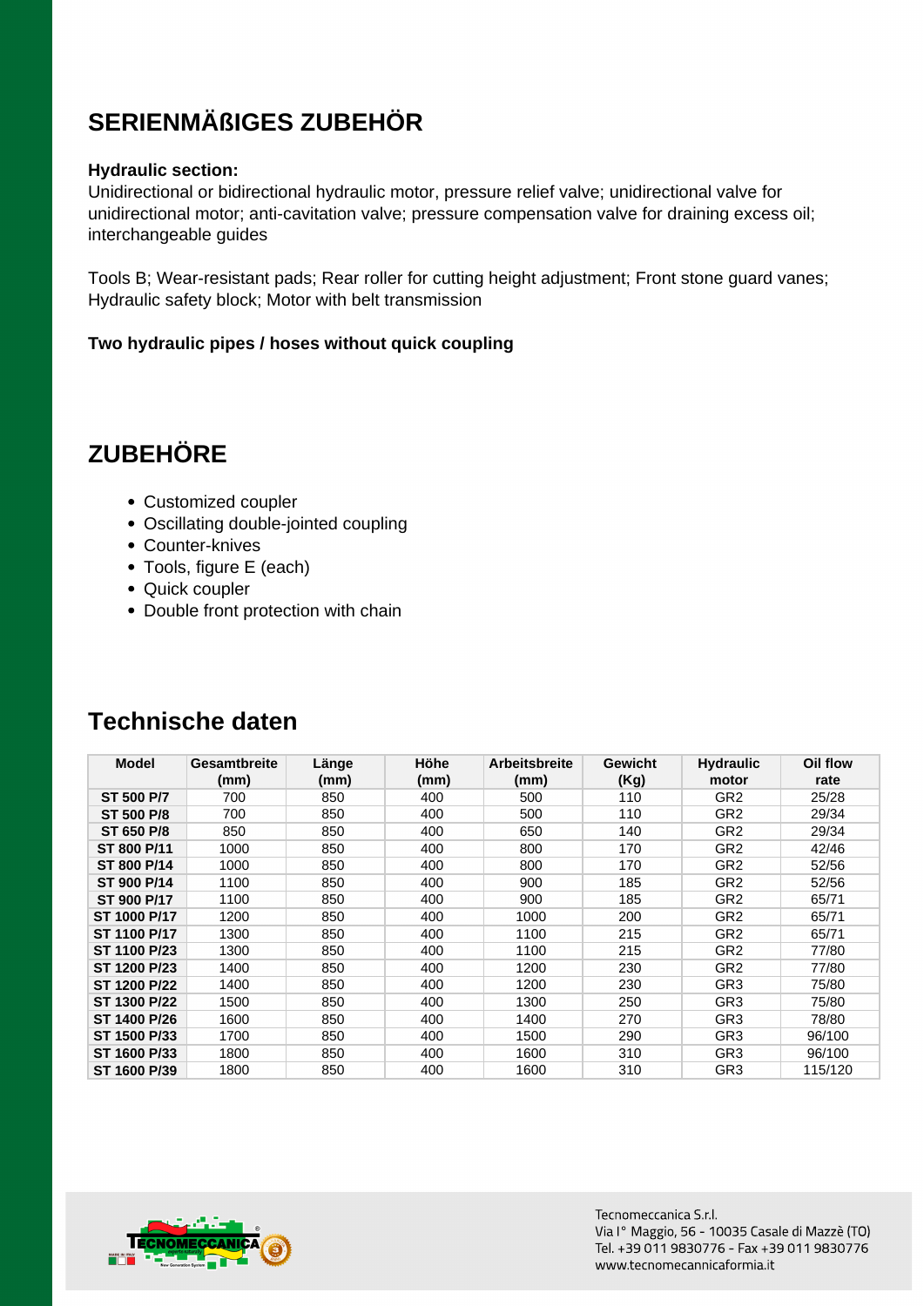## SERIENMÄßIGES ZUBEHÖR

**Hydraulic section:**
Unidirectional or bidirectional hydraulic motor, pressure relief valve; unidirectional valve for unidirectional motor; anti-cavitation valve; pressure compensation valve for draining excess oil; interchangeable guides

Tools B; Wear-resistant pads; Rear roller for cutting height adjustment; Front stone guard vanes; Hydraulic safety block; Motor with belt transmission

**Two hydraulic pipes / hoses without quick coupling**

## ZUBEHÖRE

- Customized coupler
- Oscillating double-jointed coupling
- Counter-knives
- Tools, figure E (each)
- Quick coupler
- Double front protection with chain

## Technische daten

| Model | Gesamtbreite (mm) | Länge (mm) | Höhe (mm) | Arbeitsbreite (mm) | Gewicht (Kg) | Hydraulic motor | Oil flow rate |
|---|---|---|---|---|---|---|---|
| **ST 500 P/7** | 700 | 850 | 400 | 500 | 110 | GR2 | 25/28 |
| **ST 500 P/8** | 700 | 850 | 400 | 500 | 110 | GR2 | 29/34 |
| **ST 650 P/8** | 850 | 850 | 400 | 650 | 140 | GR2 | 29/34 |
| **ST 800 P/11** | 1000 | 850 | 400 | 800 | 170 | GR2 | 42/46 |
| **ST 800 P/14** | 1000 | 850 | 400 | 800 | 170 | GR2 | 52/56 |
| **ST 900 P/14** | 1100 | 850 | 400 | 900 | 185 | GR2 | 52/56 |
| **ST 900 P/17** | 1100 | 850 | 400 | 900 | 185 | GR2 | 65/71 |
| **ST 1000 P/17** | 1200 | 850 | 400 | 1000 | 200 | GR2 | 65/71 |
| **ST 1100 P/17** | 1300 | 850 | 400 | 1100 | 215 | GR2 | 65/71 |
| **ST 1100 P/23** | 1300 | 850 | 400 | 1100 | 215 | GR2 | 77/80 |
| **ST 1200 P/23** | 1400 | 850 | 400 | 1200 | 230 | GR2 | 77/80 |
| **ST 1200 P/22** | 1400 | 850 | 400 | 1200 | 230 | GR3 | 75/80 |
| **ST 1300 P/22** | 1500 | 850 | 400 | 1300 | 250 | GR3 | 75/80 |
| **ST 1400 P/26** | 1600 | 850 | 400 | 1400 | 270 | GR3 | 78/80 |
| **ST 1500 P/33** | 1700 | 850 | 400 | 1500 | 290 | GR3 | 96/100 |
| **ST 1600 P/33** | 1800 | 850 | 400 | 1600 | 310 | GR3 | 96/100 |
| **ST 1600 P/39** | 1800 | 850 | 400 | 1600 | 310 | GR3 | 115/120 |

Tecnomeccanica S.r.l.
Via I° Maggio, 56 - 10035 Casale di Mazzè (TO)
Tel. +39 011 9830776 - Fax +39 011 9830776
www.tecnomecanicaformia.it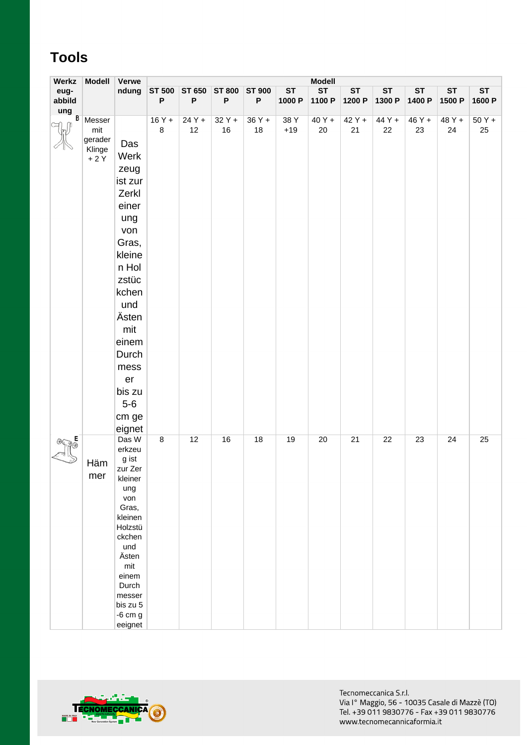## Tools

| Werkzeug-abbildung | Modell | Verwendung | Modell | | | | | | | | | | |
|---|---|---|---|---|---|---|---|---|---|---|---|---|---|
| | | | ST 500 P | ST 650 P | ST 800 P | ST 900 P | ST 1000 P | ST 1100 P | ST 1200 P | ST 1300 P | ST 1400 P | ST 1500 P | ST 1600 P |
| B | Messer mit gerader Klinge + 2 Y | Das Werkzeug ist zur Zerkleinerung von Gras, kleinen Holzstückchen und Ästen mit einem Durchmesser bis zu 5-6 cm geeignet | 16 Y + 8 | 24 Y + 12 | 32 Y + 16 | 36 Y + 18 | 38 Y +19 | 40 Y + 20 | 42 Y + 21 | 44 Y + 22 | 46 Y + 23 | 48 Y + 24 | 50 Y + 25 |
| E | Hämmer | Das Werkzeug ist zur Zerkleinerung von Gras, kleinen Holzstückchen und Ästen mit einem Durchmesser bis zu 5-6 cm geeignet | 8 | 12 | 16 | 18 | 19 | 20 | 21 | 22 | 23 | 24 | 25 |

Tecnomeccanica S.r.l.
Via I° Maggio, 56 - 10035 Casale di Mazzè (TO)
Tel. +39 011 9830776 - Fax +39 011 9830776
www.tecnomecannicaformia.it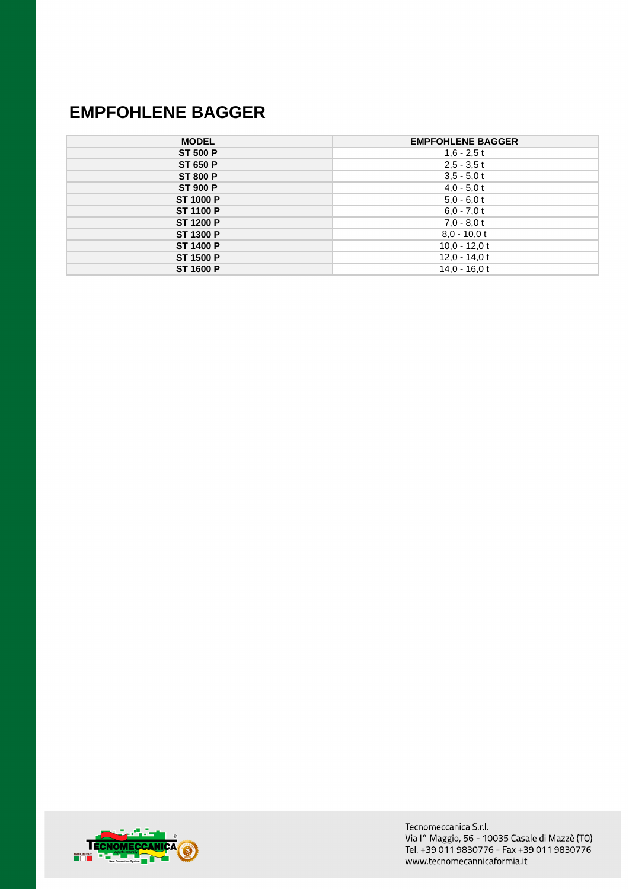# EMPFOHLENE BAGGER

| MODEL | EMPFOHLENE BAGGER |
|---|---|
| **ST 500 P** | 1,6 - 2,5 t |
| **ST 650 P** | 2,5 - 3,5 t |
| **ST 800 P** | 3,5 - 5,0 t |
| **ST 900 P** | 4,0 - 5,0 t |
| **ST 1000 P** | 5,0 - 6,0 t |
| **ST 1100 P** | 6,0 - 7,0 t |
| **ST 1200 P** | 7,0 - 8,0 t |
| **ST 1300 P** | 8,0 - 10,0 t |
| **ST 1400 P** | 10,0 - 12,0 t |
| **ST 1500 P** | 12,0 - 14,0 t |
| **ST 1600 P** | 14,0 - 16,0 t |

Tecnomeccanica S.r.l.
Via I° Maggio, 56 - 10035 Casale di Mazzè (TO)
Tel. +39 011 9830776 - Fax +39 011 9830776
www.tecnomecannicaformia.it